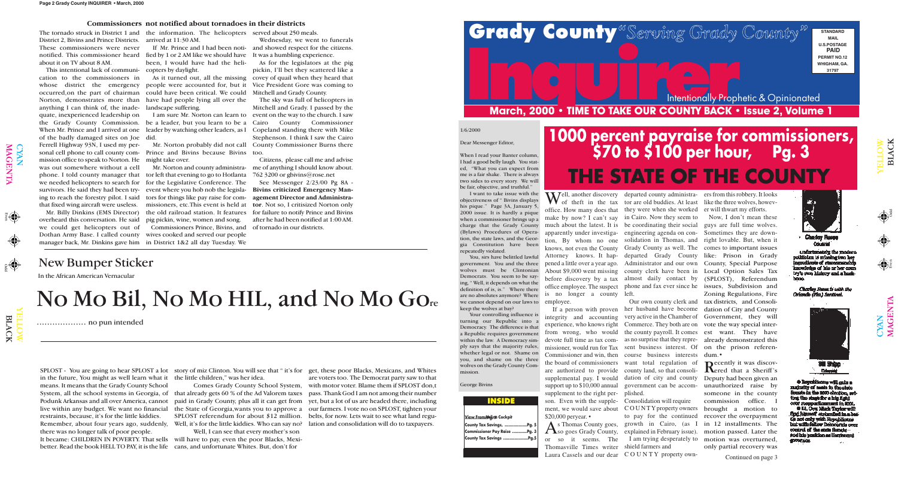## Commissioners not notified about tornadoes in their districts

The tornado struck in District 1 and District 2, Bivins and Prince Districts. These commissioners were never notified. This commissioner heard about it on TV about 8 AM.

This intentional lack of communication to the commissioners in whose district the emergency occurred, on the part of chairman Norton, demonstrates more than anything I can think of, the inadequate, inexperienced leadership on the Grady County Commission. When Mr. Prince and I arrived at one of the badly damaged sites on Joe Ferrell Highway 93N, I used my personal cell phone to call county commission office to speak to Norton. He was out somewhere without a cell phone. I told county manager that we needed helicopters to search for survivors. He said they had been trying to reach the forestry pilot. I said that fixed wing aircraft were useless.

Mr. Billy Dinkins (EMS Director) overheard this conversation. He said we could get helicopters out of Dothan Army Base. I called county manager back, Mr. Dinkins gave him the information. The helicopters arrived at 11:30 AM.

If Mr. Prince and I had been notified by 1 or 2 AM like we should have been, I would have had the helicopters by daylight.

As it turned out, all the missing people were accounted for, but it could have been critical. We could have had people lying all over the landscape suffering.

I am sure Mr. Norton can learn to be a leader, but you learn to be a leader by watching other leaders, as I did.

Mr. Norton probably did not call Prince and Bivins because Bivins might take over.

Mr. Norton and county administrator left that evening to go to Hotlanta for the Legislative Conference. The event where you hob nob the legislators for things like pay raise for commissioners, etc.This event is held at the old railroad station. It features pig pickin, wine, women and song.

Commissioners Prince, Bivins, and wives cooked and served our people in District 1&2 all day Tuesday. We served about 250 meals.

Wednesday, we went to funerals and showed respect for the citizens. It was a humbling experience.

As for the legislators at the pig pickin, I'll bet they scattered like a covey of quail when they heard that Vice President Gore was coming to Mitchell and Grady County.

The sky was full of helicopters in Mitchell and Grady. I passed by the event on the way to the church. I saw Cairo County Commissioner Copeland standing there with Mike Stephenson. I think I saw the Cairo County Commissioner Burns there too.

Citizens, please call me and advise me of anything I should know about. 762 3200 or gbivins@rose.net

See Messenger 2/23/00 Pg 8A - **Bivins criticized Emergency Management Director and Administrator**. Not so, I critisized Norton only for failure to notify Prince and Bivins after he had been notified at 1:00 AM. of tornado in our districts.

## New Bumper Sticker

In the African American Vernacular

# No Mo Bil, No Mo HIL, and No Mo Gore

.................. no pun intended

SPLOST - You are going to hear SPLOST a lot in the future, You might as well learn what it means. It means that the Grady County School System, all the school systems in Georgia, of Podunk Arkansas and all over America, cannot live within any budget. We want no financial restraints, because, it's for the little kiddies. Remember, about four years ago, suddenly, there was no longer talk of poor people. It became: CHILDREN IN POVERTY. That sells better. Read the book HELL TO PAY, it is the life story of miz Clinton. You will see that " it's for the little children," was her idea.

Comes Grady County School System, that already gets 60 % of the Ad Valorem taxes paid in Grady County, plus all it can get from the State of Georgia,wants you to approve a SPLOST referendum for about $12 million. Well, it's for the little kiddies. Who can say no?

Well, I can see that every mother's son will have to pay, even the poor Blacks, Mexicans, and unfortunate Whites. But, don't for get, these poor Blacks, Mexicans, and Whites are voters too. The Democrat party saw to that with motor voter. Blame them if SPLOST don,t pass. Thank God I am not among their number yet, but a lot of us are headed there, including our farmers. I vote no on SPLOST, tighten your belts, for now. Lets wait to see what land regulation and consolidation will do to taxpayers.

# Grady County "Serving Grady County" Inquirer

Intentionally Prophetic & Opinionated

STANDARD MAIL U.S.POSTAGE PAID PERMIT NO.12 WHIGHAM, GA. 31797

**March, 2000 • TIME TO TAKE OUR COUNTY BACK • Issue 2, Volume 1**

1/6/2000

Dear Messenger Editor,

When I read your Banter column, I had a good belly laugh. You stated, "What you can expect from me is a fair shake. There is always two sides to every story. We will be fair, objective, and truthful."

I want to take issue with the objectiveness of " Bivins displays his pique." Page 3A, January 5, 2000 issue. It is hardly a pique when a commissioner brings up a charge that the Grady County (Bylaws) Procedures of Operation, the state laws, and the Georgia Constitution have been repeatedly violated.

You, sirs have belittled lawful government. You and the three wolves must be Clintonian Democrats. You seem to be saying, " Well, it depends on what the definition of is, is." Where there are no absolutes anymore? Where we cannot depend on our laws to keep the wolves at bay?

Your controlling influence is turning our Republic into a Democracy. The difference is that a Republic requires government within the law. A Democracy simply says that the majority rules, whether legal or not. Shame on you, and shame on the three wolves on the Grady County Commission.

George Bivins

### INSIDE

View From My Cockpit
County Tax Savings, ...................Pg. 5
Commissioner Pay Raise .............Pg. 3
County Tax Savings ....................Pg.5

# 1000 percent payraise for commissioners, $70 to $100 per hour, Pg. 3

# THE STATE OF THE COUNTY

Well, another discovery of theft in the tax office. How many does that make by now? I can't say much about the latest. It is apparently under investigation, By whom no one knows, not even the County Attorney knows. It happened a little over a year ago. About $9,000 went missing before discovery by a tax office employee. The suspect is no longer a county employee.

If a person with proven integrity and accounting experience, who knows right from wrong, who would devote full time as tax commissioner, would run for Tax Commissioner and win, then the board of commissioners are authorized to provide supplemental pay. I would support up to $10,000 annual supplement to the right person. Even with the supplement, we would save about $20,000 peryear. •

As Thomas County goes, so goes Grady County, or so it seems. The Thomasville Times writer Laura Cassels and our dear departed county administrator are old buddies. At least they were when she worked in Cairo. Now they seem to be coordinating their social engineering agenda on consolidation in Thomas, and Grady County as well. The departed Grady County Administrator and our own county clerk have been in almost daily contact by phone and fax ever since he left.

Our own county clerk and her husband have become very active in the Chamber of Commerce. They both are on the county payroll. It comes as no surprise that they represent business interest. Of course business interests want total regulation of county land, so that consolidation of city and county government can be accomplished.

Consolidation will require COUNTY property owners to pay for the continued growth in Cairo, (as I explained in February issue).

I am trying desperately to shield farmers and COUNTY property owners from this robbery. It looks like the three wolves, however will thwart my efforts.

Now, I don't mean these guys are full time wolves. Sometimes they are downright lovable. But, when it comes to important issues like: Prison in Grady County, Special Purpose Local Option Sales Tax (SPLOST), Referendum issues, Subdivision and Zoning Regulations, Fire tax districts, and Consolidation of City and County Government, they will vote the way special interest want. They have already demonstrated this on the prison referendum.•

Recently it was discovered that a Sheriff's Deputy had been given an unauthorized raise by someone in the county commission office. I brought a motion to recover the overpayment in 12 installments. The motion passed. Later the motion was overturned, only partial recovery was

Continued on page 3

Charley Reese
Columnist

Unfortunately the modern politician is missing two key ingredients of statesmanship: knowledge of his or her own try's own history and a backbone.

*Charley Reese is with the Orlando (Fla.) Sentinel.*

Bill Shipp
Columnist

Republicans will gain a majority of seats in the state Senate in the 2000 election, setting the stage for a big fight over reapportionment in 2001. Lt. Gov. Mark Taylor will find himself embroiled in a battle not only with Republicans but with fellow Democrats over control of the state Senate – and his position as lieutenant governor.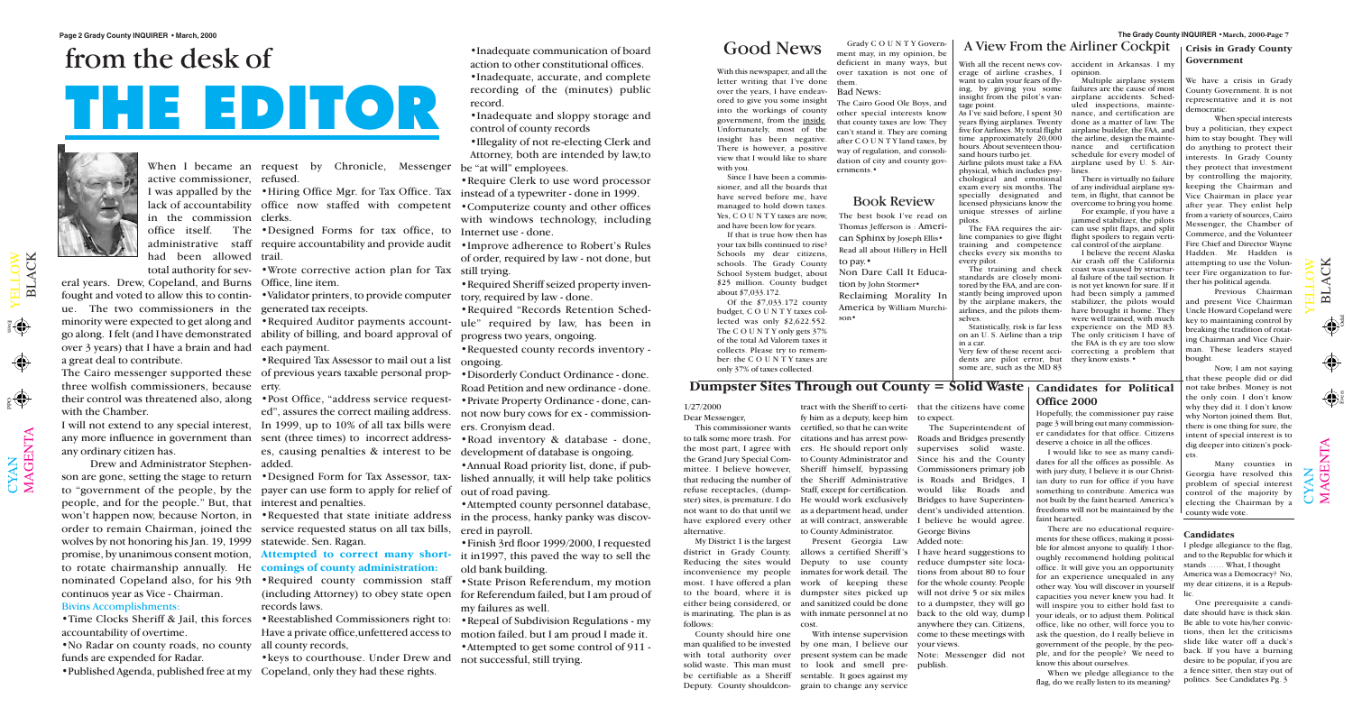# from the desk of

# THE EDITOR

When I became an active commissioner, I was appalled by the lack of accountability in the commission office itself. The administrative staff had been allowed total authority for several years. Drew, Copeland, and Burns fought and voted to allow this to continue. The two commissioners in the minority were expected to get along and go along. I felt (and I have demonstrated over 3 years) that I have a brain and had a great deal to contribute.

The Cairo messenger supported these three wolfish commissioners, because their control was threatened also, along with the Chamber.

I will not extend to any special interest, any more influence in government than any ordinary citizen has.

Drew and Administrator Stephenson are gone, setting the stage to return to "government of the people, by the people, and for the people." But, that won't happen now, because Norton, in order to remain Chairman, joined the wolves by not honoring his Jan. 19, 1999 promise, by unanimous consent motion, to rotate chairmanship annually. He nominated Copeland also, for his 9th continuos year as Vice - Chairman.

Bivins Accomplishments:

- Time Clocks Sheriff & Jail, this forces accountability of overtime.
- No Radar on county roads, no county funds are expended for Radar.
- Published Agenda, published free at my request by Chronicle, Messenger refused.
- Hiring Office Mgr. for Tax Office. Tax office now staffed with competent clerks.
- Designed Forms for tax office, to require accountability and provide audit trail.
- Wrote corrective action plan for Tax Office, line item.
- Validator printers, to provide computer generated tax receipts.
- Required Auditor payments accountability of billing, and board approval of each payment.
- Required Tax Assessor to mail out a list of previous years taxable personal property.
- Post Office, "address service requested", assures the correct mailing address. In 1999, up to 10% of all tax bills were sent (three times) to incorrect addresses, causing penalties & interest to be added.
- Designed Form for Tax Assessor, taxpayer can use form to apply for relief of interest and penalties.
- Requested that state initiate address service requested status on all tax bills, statewide. Sen. Ragan.

**Attempted to correct many shortcomings of county administration:**

- Required county commission staff (including Attorney) to obey state open records laws.
- Reestablished Commissioners right to: Have a private office,unfettered access to all county records,
- keys to courthouse. Under Drew and Copeland, only they had these rights.
- Inadequate communication of board action to other constitutional offices.
- Inadequate, accurate, and complete recording of the (minutes) public record.
- Inadequate and sloppy storage and control of county records
- Illegality of not re-electing Clerk and Attorney, both are intended by law,to be "at will" employees.
- Require Clerk to use word processor instead of a typewriter - done in 1999.
- Computerize county and other offices with windows technology, including Internet use - done.
- Improve adherence to Robert's Rules of order, required by law - not done, but still trying.
- Required Sheriff seized property inventory, required by law - done.
- Required "Records Retention Schedule" required by law, has been in progress two years, ongoing.
- Requested county records inventory - ongoing.
- Disorderly Conduct Ordinance - done. Road Petition and new ordinance - done.
- Private Property Ordinance - done, cannot now bury cows for ex - commissioners. Cronyism dead.
- Road inventory & database - done, development of database is ongoing.
- Annual Road priority list, done, if published annually, it will help take politics out of road paving.
- Attempted county personnel database, in the process, hanky panky was discovered in payroll.
- Finish 3rd floor 1999/2000, I requested it in1997, this paved the way to sell the old bank building.
- State Prison Referendum, my motion for Referendum failed, but I am proud of my failures as well.
- Repeal of Subdivision Regulations - my motion failed. but I am proud I made it.
- Attempted to get some control of 911 - not successful, still trying.

## Good News

With this newspaper, and all the letter writing that I've done over the years, I have endeavored to give you some insight into the workings of county government, from the inside. Unfortunately, most of the insight has been negative. There is however, a positive view that I would like to share with you.

Since I have been a commissioner, and all the boards that have served before me, have managed to hold down taxes. Yes, C O U N T Y taxes are now, and have been low for years.

If that is true how then has your tax bills continued to rise? Schools my dear citizens, schools. The Grady County School System budget, about $25 million. County budget about $7,033.172.

Of the $7,033.172 county budget, C O U N T Y taxes collected was only $2,622.552. The C O U N T Y only gets 37% of the total Ad Valorem taxes it collects. Please try to remember: the C O U N T Y taxes are only 37% of taxes collected.

Grady C O U N T Y Government may, in my opinion, be deficient in many ways, but over taxation is not one of them.

Bad News:

The Cairo Good Ole Boys, and other special interests know that county taxes are low. They can't stand it. They are coming after C O U N T Y land taxes, by way of regulation, and consolidation of city and county governments.•

## Book Review

The best book I've read on Thomas Jefferson is : American Sphinx by Joseph Ellis• Read all about Hillery in Hell to pay.• Non Dare Call It Education by John Stormer• Reclaiming Morality In America by William Murchison•

## A View From the Airliner Cockpit

With all the recent news coverage of airline crashes, I want to calm your fears of flying, by giving you some insight from the pilot's vantage point.

As I've said before, I spent 30 years flying airplanes. Twenty five for Airlines. My total flight time approximately 20,000 hours. About seventeen thousand hours turbo jet.

Airline pilots must take a FAA physical, which includes psychological and emotional exam every six months. The specially designated and licensed physicians know the unique stresses of airline pilots.

The FAA requires the airline companies to give flight training and competence checks every six months to every pilot.

The training and check standards are closely monitored by the FAA, and are constantly being improved upon by the airplane makers, the airlines, and the pilots themselves.

Statistically, risk is far less on an U. S. Airline than a trip in a car.

Very few of these recent accidents are pilot error, but some are, such as the MD 83 accident in Arkansas. I my opinion.

Multiple airplane system failures are the cause of most airplane accidents. Scheduled inspections, maintenance, and certification are done as a matter of law. The airplane builder, the FAA, and the airline, design the maintenance and certification schedule for every model of airplane used by U. S. Airlines.

There is virtually no failure of any individual airplane system, in flight, that cannot be overcome to bring you home.

For example, if you have a jammed stabilizer, the pilots can use split flaps, and split flight spoilers to regain vertical control of the airplane.

I believe the recent Alaska Air crash off the California coast was caused by structural failure of the tail section. It is not yet known for sure. If it had been simply a jammed stabilizer, the pilots would have brought it home. They were well trained, with much experience on the MD 83. The only criticism I have of the FAA is th ey are too slow correcting a problem that they know exists.•

## Crisis in Grady County Government

We have a crisis in Grady County Government. It is not representative and it is not democratic.

When special interests buy a politician, they expect him to stay bought. They will do anything to protect their interests. In Grady County they protect that investment by controlling the majority, keeping the Chairman and Vice Chairman in place year after year. They enlist help from a variety of sources, Cairo Messenger, the Chamber of Commerce, and the Volunteer Fire Chief and Director Wayne Hadden. Mr. Hadden is attempting to use the Volunteer Fire organization to further his political agenda.

Previous Chairman and present Vice Chairman Uncle Howard Copeland were key to maintaining control by breaking the tradition of rotating Chairman and Vice Chairman. These leaders stayed bought.

Now, I am not saying that these people did or did not take bribes. Money is not the only coin. I don't know why they did it. I don't know why Norton joined them. But, there is one thing for sure, the intent of special interest is to dig deeper into citizen's pockets.

Many counties in Georgia have resolved this problem of special interest control of the majority by electing the Chairman by a county wide vote.

## Dumpster Sites Through out County = Solid Waste

1/27/2000

Dear Messenger,

This commissioner wants to talk some more trash. For the most part, I agree with the Grand Jury Special Committee. I believe however, that reducing the number of refuse receptacles, (dumpster) sites, is premature. I do not want to do that until we have explored every other alternative.

My District 1 is the largest district in Grady County. Reducing the sites would inconvenience my people most. I have offered a plan to the board, where it is either being considered, or is marinating. The plan is as follows:

County should hire one man qualified to be invested with total authority over solid waste. This man must be certifiable as a Sheriff Deputy. County shouldcontract with the Sheriff to certify him as a deputy, keep him certified, so that he can write citations and has arrest powers. He should report only to County Administrator and Sheriff himself, bypassing the Sheriff Administrative Staff, except for certification. He would work exclusively as a department head, under at will contract, answerable to County Administrator.

Present Georgia Law allows a certified Sheriff's Deputy to use county inmates for work detail. The work of keeping these dumpster sites picked up and sanitized could be done with inmate personnel at no cost.

With intense supervision by one man, I believe our present system can be made to look and smell presentable. It goes against my grain to change any service to expect.

The Superintendent of Roads and Bridges presently supervises solid waste. Since his and the County Commissioners primary job is Roads and Bridges, I would like Roads and Bridges to have Superintendent's undivided attention. I believe he would agree.

George Bivins

Added note:

I have heard suggestions to reduce dumpster site locations from about 80 to four for the whole county. People will not drive 5 or six miles to a dumpster, they will go back to the old way, dump anywhere they can. Citizens, come to these meetings with your views.

Note: Messenger did not publish.

## Candidates for Political Office 2000

Hopefully, the commissioner pay raise page 3 will bring out many commissioner candidates for that office. Citizens deserve a choice in all the offices.

I would like to see as many candidates for all the offices as possible. As with jury duty, I believe it is our Christian duty to run for office if you have something to contribute. America was not built by the faint hearted. America's freedoms will not be maintained by the faint hearted.

There are no educational requirements for these offices, making it possible for almost anyone to qualify. I thoroughly recommend holding political office. It will give you an opportunity for an experience unequaled in any other way. You will discover in yourself capacities you never knew you had. It will inspire you to either hold fast to your ideals, or to adjust them. Political office, like no other, will force you to ask the question, do I really believe in government of the people, by the people, and for the people? We need to know this about ourselves.

When we pledge allegiance to the flag, do we really listen to its meaning?

## Candidates

I pledge allegiance to the flag, and to the Republic for which it stands ...... What, I thought America was a Democracy? No, my dear citizens, it is a Republic.

One prerequisite a candidate should have is thick skin. Be able to vote his/her convictions, then let the criticisms slide like water off a duck's back. If you have a burning desire to be popular, if you are a fence sitter, then stay out of politics. See Candidates Pg. 3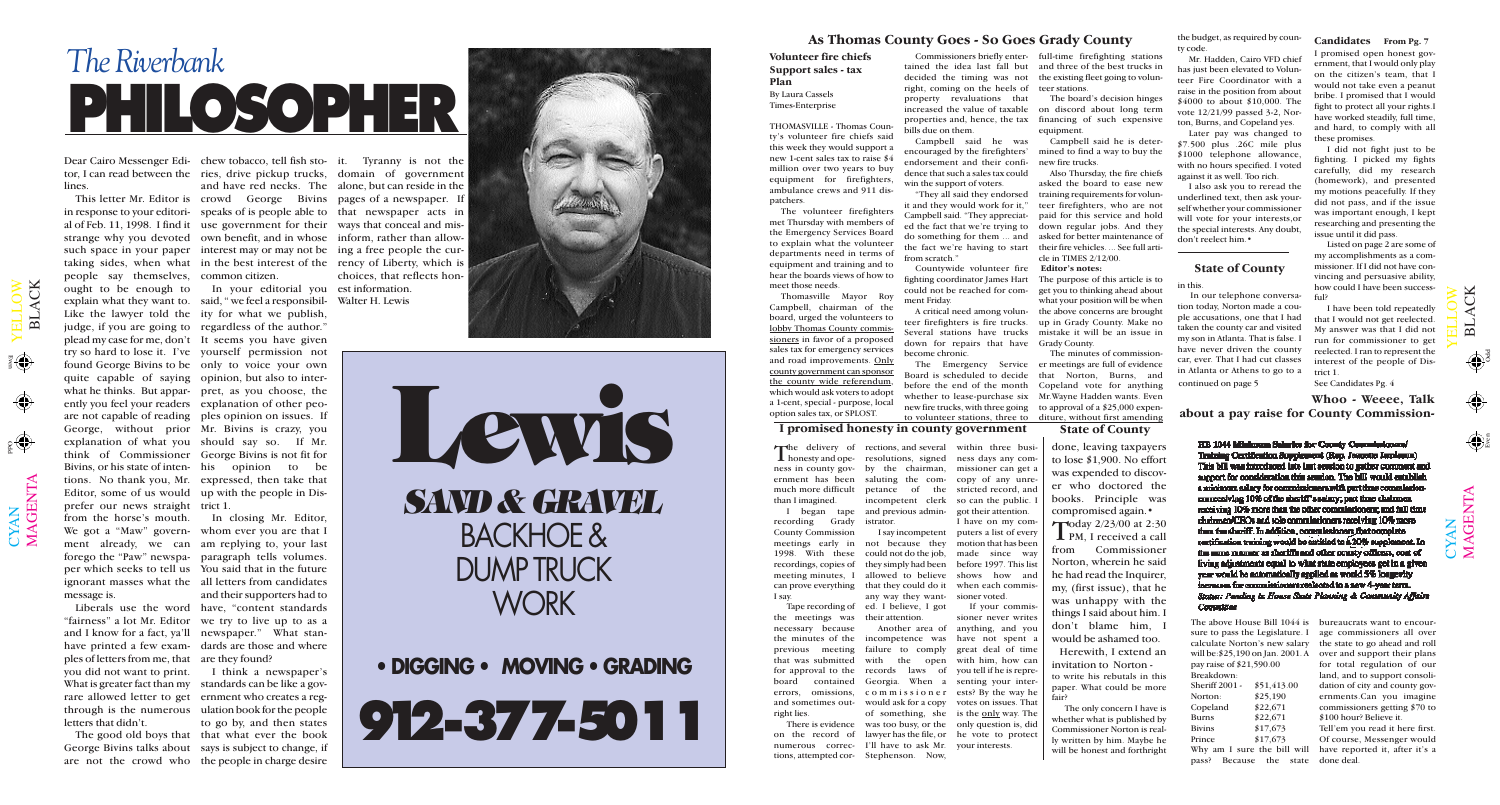# *The Riverbank* PHILOSOPHER

Dear Cairo Messenger Editor, I can read between the lines.

This letter Mr. Editor is in response to your editorial of Feb. 11, 1998. I find it strange why you devoted such space in your paper taking sides, when what people say themselves, ought to be enough to explain what they want to. Like the lawyer told the judge, if you are going to plead my case for me, don't try so hard to lose it. I've found George Bivins to be quite capable of saying what he thinks. But apparently you feel your readers are not capable of reading George, without prior explanation of what you think of Commissioner Bivins, or his state of intentions. No thank you, Mr. Editor, some of us would prefer our news straight from the horse's mouth. We got a "Maw" government already, we can forego the "Paw" newspaper which seeks to tell us ignorant masses what the message is.

Liberals use the word "fairness" a lot Mr. Editor and I know for a fact, ya'll have printed a few examples of letters from me, that you did not want to print. What is greater fact than my rare allowed letter to get through is the numerous letters that didn't.

The good old boys that George Bivins talks about are not the crowd who chew tobacco, tell fish stories, drive pickup trucks, and have red necks. The crowd George Bivins speaks of is people able to use government for their own benefit, and in whose interest may or may not be in the best interest of the common citizen.

In your editorial you said, " we feel a responsibility for what we publish, regardless of the author." It seems you have given yourself permission not only to voice your own opinion, but also to interpret, as you choose, the explanation of other peoples opinion on issues. If Mr. Bivins is crazy, you should say so. If Mr. George Bivins is not fit for his opinion to be expressed, then take that up with the people in District 1.

In closing Mr. Editor, whom ever you are that I am replying to, your last paragraph tells volumes. You said that in the future all letters from candidates and their supporters had to have, "content standards we try to live up to as a newspaper." What standards are those and where are they found?

I think a newspaper's standards can be like a government who creates a regulation book for the people to go by, and then states that what ever the book says is subject to change, if the people in charge desire it. Tyranny is not the domain of government alone, but can reside in the pages of a newspaper. If that newspaper acts in ways that conceal and misinform, rather than allowing a free people the currency of Liberty, which is choices, that reflects honest information.

Walter H. Lewis

**Lewis**

***SAND & GRAVEL***

BACKHOE & DUMP TRUCK WORK

• DIGGING • MOVING • GRADING

**912-377-5011**

## As Thomas County Goes - So Goes Grady County

### Volunteer fire chiefs Support sales - tax Plan

By Laura Cassels
Times-Enterprise

THOMASVILLE - Thomas County's volunteer fire chiefs said this week they would support a new 1-cent sales tax to raise $4 million over two years to buy equipment for firefighters, ambulance crews and 911 dispatchers.

The volunteer firefighters met Thursday with members of the Emergency Services Board to explain what the volunteer departments need in terms of equipment and training and to hear the boards views of how to meet those needs.

Thomasville Mayor Roy Campbell, chairman of the board, urged the volunteers to lobby Thomas County commissioners in favor of a proposed sales tax for emergency services and road improvements. Only county government can sponsor the county wide referendum, which would ask voters to adopt a 1-cent, special - purpose, local option sales tax, or SPLOST.

Commissioners briefly entertained the idea last fall but decided the timing was not right, coming on the heels of property revaluations that increased the value of taxable properties and, hence, the tax bills due on them.

Campbell said he was encouraged by the firefighters' endorsement and their confidence that such a sales tax could win the support of voters.

"They all said they endorsed it and they would work for it," Campbell said. "They appreciated the fact that we're trying to do something for them ... and the fact we're having to start from scratch."

Countywide volunteer fire fighting coordinator James Hart could not be reached for comment Friday.

A critical need among volunteer firefighters is fire trucks. Several stations have trucks down for repairs that have become chronic.

The Emergency Service Board is scheduled to decide before the end of the month whether to lease-purchase six new fire trucks, with three going to volunteer stations, three to full-time firefighting stations and three of the best trucks in the existing fleet going to volunteer stations.

The board's decision hinges on discord about long term financing of such expensive equipment.

Campbell said he is determined to find a way to buy the new fire trucks.

Also Thursday, the fire chiefs asked the board to ease new training requirements for volunteer firefighters, who are not paid for this service and hold down regular jobs. And they asked for better maintenance of their fire vehicles. ... See full article in TIMES 2/12/00.

**Editor's notes:**
The purpose of this article is to get you to thinking ahead about what your position will be when the above concerns are brought up in Grady County. Make no mistake it will be an issue in Grady County.

The minutes of commissioner meetings are full of evidence that Norton, Burns, and Copeland vote for anything Mr.Wayne Hadden wants. Even to approval of a $25,000 expenditure, without first amending the budget, as required by county code.

Mr. Hadden, Cairo VFD chief has just been elevated to Volunteer Fire Coordinator with a raise in the position from about $4000 to about $10,000. The vote 12/21/99 passed 3-2, Norton, Burns, and Copeland yes.

Later pay was changed to $7,500 plus .26C mile plus $1000 telephone allowance, with no hours specified. I voted against it as well. Too rich.

I also ask you to reread the underlined text, then ask yourself whether your commissioner will vote for your interests,or the special interests. Any doubt, don't reelect him.•

## Candidates From Pg. 7

I promised open honest government, that I would only play on the citizen's team, that I would not take even a peanut bribe. I promised that I would fight to protect all your rights.I have worked steadily, full time, and hard, to comply with all these promises.

I did not fight just to be fighting. I picked my fights carefully, did my research (homework), and presented my motions peacefully. If they did not pass, and if the issue was important enough, I kept researching and presenting the issue until it did pass.

Listed on page 2 are some of my accomplishments as a commissioner. If I did not have convincing and persuasive ability, how could I have been successful?

I have been told repeatedly that I would not get reelected. My answer was that I did not run for commissioner to get reelected. I ran to represent the interest of the people of District 1.

See Candidates Pg. 4

## I promised honesty in county government

The delivery of honesty and openness in county government has been much more difficult than I imagined.

I began tape recording Grady County Commission meetings early in 1998. With these recordings, copies of meeting minutes, I can prove everything I say.

Tape recording of the meetings was necessary because the minutes of the previous meeting that was submitted for approval to the board contained errors, omissions, and sometimes outright lies.

There is evidence on the record of numerous corrections, attempted corrections, and several resolutions, signed by the chairman, saluting the competance of the incompetent clerk and previous administrator.

I say incompetent not because they could not do the job, they simply had been allowed to believe that they could do it any way they wanted. I believe, I got their attention.

Another area of incompetence was failure to comply with the open records laws of Georgia. When a commissioner would ask for a copy of something, she was too busy, or the lawyer has the file, or I'll have to ask Mr. Stephenson. Now, within three business days any commissioner can get a copy of any unrestricted record, and so can the public. I got their attention.

I have on my computers a list of every motion that has been made since way before 1997. This list shows how and when each commissioner voted.

If your commissioner never writes anything, and you have not spent a great deal of time with him, how can you tell he is representing your interests? By the way he votes on issues. That is the only way. The only question is, did he vote to protect your interests.

## State of County

done, leaving taxpayers to lose $1,900. No effort was expended to discover who doctored the books. Principle was compromised again.•

Today 2/23/00 at 2:30 PM, I received a call from Commissioner Norton, wherein he said he had read the Inquirer, my, (first issue), that he was unhappy with the things I said about him. I don't blame him, I would be ashamed too.

Herewith, I extend an invitation to Norton - to write his rebutals in this paper. What could be more fair?

The only concern I have is whether what is published by Commissioner Norton is really written by him. Maybe he will be honest and forthright in this.

## State of County

In our telephone conversation today, Norton made a couple accusations, one that I had taken the county car and visited my son in Atlanta. That is false. I have never driven the county car, ever. That I had cut classes in Atlanta or Athens to go to a

continued on page 5

## Whoo - Weeee, Talk about a pay raise for County Commission-

**HB 1044 Minimum Salaries for County Commissioners/ Training Certification Supplement (Rep. Jeanette Jamieson)**
This bill was introduced late last session to gather comment and support for consideration this session. The bill would establish a minimum salary for commissioners with part time commissioners receiving 10% of the sheriff's salary; part time chairmen receiving 10% more than the other commissioners; and full time chairmen/CEOs and sole commissioners receiving 10% more than the sheriff. In addition, commissioners that complete certification training would be entitled to a 20% supplement. In the same manner as sheriffs and other county officers, cost of living adjustments equal to what state employees get in a given year would be automatically applied as would 5% longevity increases for commissioners reelected to a new 4-year term.
*Status: Pending in House State Planning & Community Affairs Committee*

The above House Bill 1044 is sure to pass the Legislature. I calculate Norton's new salary will be:$25,190 on Jan. 2001. A pay raise of $21,590.00

Breakdown:

| | |
|---|---|
| Sheriff 2001 - | $51,413.00 |
| Norton: | $25,190 |
| Copeland | $22,671 |
| Burns | $22,671 |
| Bivins | $17,673 |
| Prince | $17,673 |

Why am I sure the bill will pass? Because the state bureaucrats want to encourage commissioners all over the state to go ahead and roll over and support their plans for total regulation of our land, and to support consolidation of city and county governments.Can you imagine commissioners getting $70 to $100 hour? Believe it.

Tell'em you read it here first. Of course, Messenger would have reported it, after it's a done deal.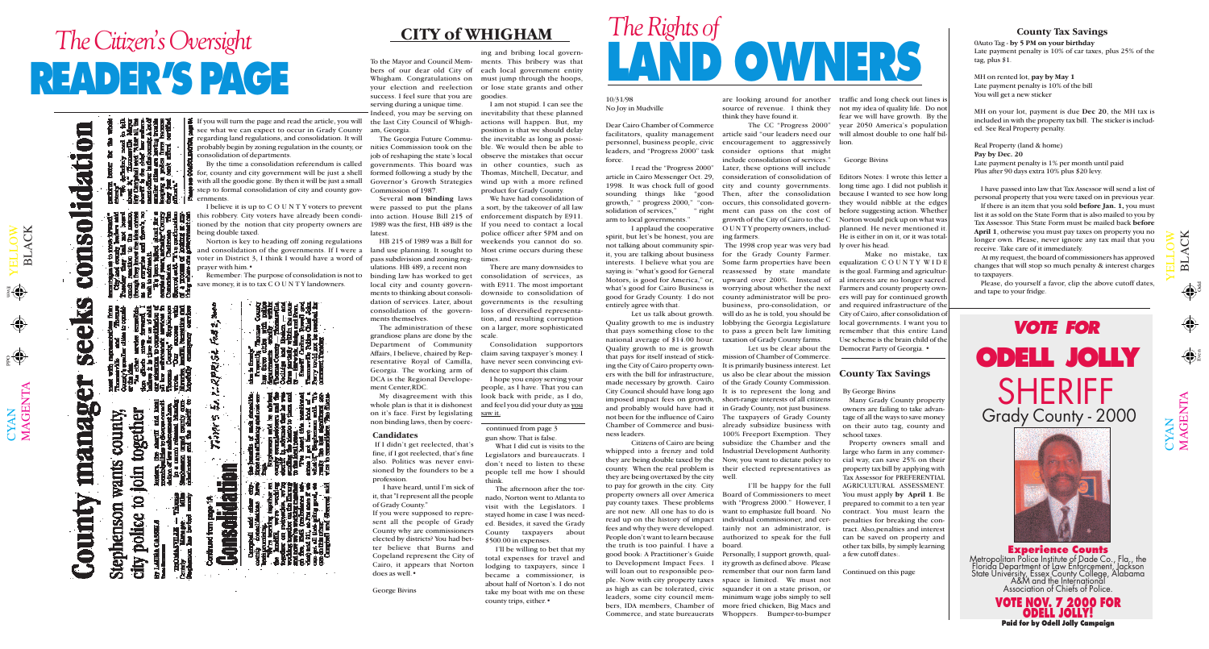# *The Citizen's Oversight* READER'S PAGE

If you will turn the page and read the article, you will see what we can expect to occur in Grady County regarding land regulations, and consolidation. It will probably begin by zoning regulation in the county, or consolidation of departments.

By the time a consolidation referendum is called for, county and city government will be just a shell with all the goodie gone. By then it will be just a small step to formal consolidation of city and county governments.

I believe it is up to C O U N T Y voters to prevent this robbery. City voters have already been conditioned by the notion that city property owners are being double taxed.

Norton is key to heading off zoning regulations and consolidation of the governments. If I were a voter in District 3, I think I would have a word of prayer with him. •

Remember: The purpose of consolidation is not to save money, it is to tax C O U N T Y landowners.

## CITY of WHIGHAM

To the Mayor and Council Members of our dear old City of Whigham. Congratulations on your election and reelection success. I feel sure that you are serving during a unique time. Indeed, you may be serving on the last City Council of Whigham, Georgia.

The Georgia Future Communities Commission took on the job of reshaping the state's local governments. This board was formed following a study by the Governor's Growth Strategies Commission of 1987.

Several **non binding** laws were passed to put the plans into action. House Bill 215 of 1989 was the first, HB 489 is the latest.

HB 215 of 1989 was a Bill for land use planning. It sought to pass subdivision and zoning regulations. HB 489, a recent non binding law has worked to get local city and county governments to thinking about consolidation of services. Later, about consolidation of the governments themselves.

The administration of these grandiose plans are done by the Department of Community Affairs, I believe, chaired by Representative Royal of Camilla, Georgia. The working arm of DCA is the Regional Development Center,RDC.

My disagreement with this whole plan is that it is dishonest on it's face. First by legislating non binding laws, then by coercing and bribing local governments. This bribery was that each local government entity must jump through the hoops, or lose state grants and other goodies.

I am not stupid. I can see the inevitability that these planned actions will happen. But, my position is that we should delay the inevitable as long as possible. We would then be able to observe the mistakes that occur in other counties, such as Thomas, Mitchell, Decatur, and wind up with a more refined product for Grady County.

We have had consolidation of a sort, by the takeover of all law enforcement dispatch by E911. If you need to contact a local police officer after 5PM and on weekends you cannot do so. Most crime occurs during these times.

There are many downsides to consolidation of services, as with E911. The most important downside to consolidation of governments is the resulting loss of diversified representation, and resulting corruption on a larger, more sophisticated scale.

Consolidation supporters claim saving taxpayer's money. I have never seen convincing evidence to support this claim.

I hope you enjoy serving your people, as I have. That you can look back with pride, as I do, and feel you did your duty as you saw it.

### Candidates

If I didn't get reelected, that's fine, if I got reelected, that's fine also. Politics was never envisioned by the founders to be a profession.

I have heard, until I'm sick of it, that "I represent all the people of Grady County."

If you were supposed to represent all the people of Grady County why are commissioners elected by districts? You had better believe that Burns and Copeland represent the City of Cairo, it appears that Norton does as well. •

George Bivins

continued from page 3

gun show. That is false.

What I did cut is visits to the Legislators and bureaucrats. I don't need to listen to these people tell me how I should think.

The afternoon after the tornado, Norton went to Atlanta to visit with the Legislators. I stayed home in case I was needed. Besides, it saved the Grady County taxpayers about $500.00 in expenses.

I'll be willing to bet that my total expenses for travel and lodging to taxpayers, since I became a commissioner, is about half of Norton's. I do not take my boat with me on these country trips, either. •

# *The Rights of* LAND OWNERS

10/31/98
No Joy in Mudville

Dear Cairo Chamber of Commerce facilitators, quality management personnel, business people, civic leaders, and "Progress 2000" task force.

I read the "Progress 2000" article in Cairo Messenger Oct. 29, 1998. It was chock full of good sounding things like "good growth," " progress 2000," "consolidation of services," " right arm to local governments."

I applaud the cooperative spirit, but let's be honest, you are not talking about community spirit, you are talking about business interests. I believe what you are saying is: "what's good for General Motors, is good for America," or, what's good for Cairo Business is good for Grady County. I do not entirely agree with that.

Let us talk about growth. Quality growth to me is industry that pays something close to the national average of $14.00 hour. Quality growth to me is growth that pays for itself instead of sticking the City of Cairo property owners with the bill for infrastructure, made necessary by growth. Cairo City Council should have long ago imposed impact fees on growth, and probably would have had it not been for the influence of Cairo Chamber of Commerce and business leaders.

Citizens of Cairo are being whipped into a frenzy and told they are being double taxed by the county. When the real problem is they are being overtaxed by the city to pay for growth in the city. City property owners all over America pay county taxes. These problems are not new. All one has to do is read up on the history of impact fees and why they were developed. People don't want to learn because the truth is too painful. I have a good book: A Practitioner's Guide to Development Impact Fees. I will loan out to responsible people. Now with city property taxes as high as can be tolerated, civic leaders, some city council members, IDA members, Chamber of Commerce, and state bureaucrats are looking around for another source of revenue. I think they think they have found it.

The CC "Progress 2000" article said "our leaders need our encouragement to aggressively consider options that might include consolidation of services." Later, these options will include consideration of consolidation of city and county governments. Then, after the consolidation occurs, this consolidated government can pass on the cost of growth of the City of Cairo to the C O U N T Y property owners, including farmers.

The 1998 crop year was very bad for the Grady County Farmer. Some farm properties have been reassessed by state mandate upward over 200%. Instead of worrying about whether the next county administrator will be pro-business, pro-consolidation, or will do as he is told, you should be lobbying the Georgia Legislature to pass a green belt law limiting taxation of Grady County farms.

Let us be clear about the mission of Chamber of Commerce. It is primarily business interest. Let us also be clear about the mission of the Grady County Commission. It is to represent the long and short-range interests of all citizens in Grady County, not just business. The taxpayers of Grady County already subsidize business with 100% Freeport Exemption. They subsidize the Chamber and the Industrial Development Authority. Now, you want to dictate policy to their elected representatives as well.

I'll be happy for the full Board of Commissioners to meet with "Progress 2000." However, I want to emphasize full board. No individual commissioner, and certainly not an administrator, is authorized to speak for the full board.

Personally, I support growth, quality growth as defined above. Please remember that our non farm land space is limited. We must not squander it on a state prison, or minimum wage jobs simply to sell more fried chicken, Big Macs and Whoppers. Bumper-to-bumper traffic and long check out lines is not my idea of quality life. Do not fear we will have growth. By the year 2050 America's population will almost double to one half billion.

George Bivins

Editors Notes: I wrote this letter a long time ago. I did not publish it because I wanted to see how long they would nibble at the edges before suggesting action. Whether Norton would pick up on what was planned. He never mentioned it. He is either in on it, or it was totally over his head.

Make no mistake, tax equalization C O U N T Y W I D E is the goal. Farming and agricultural interests are no longer sacred. Farmers and county property owners will pay for continued growth and required infrastructure of the City of Cairo, after consolidation of local governments. I want you to remember that this entire Land Use scheme is the brain child of the Democrat Party of Georgia. •

## County Tax Savings

By George Bivins

Many Grady County property owners are failing to take advantage of all the ways to save money on their auto tag, county and school taxes.

Property owners small and large who farm in any commercial way, can save 25% on their property tax bill by applying with Tax Assessor for PREFERENTIAL AGRICULTURAL ASSESSMENT. You must apply **by April 1**. Be prepared to commit to a ten year contract. You must learn the penalties for breaking the contract. Also,penalties and interest can be saved on property and other tax bills, by simply learning a few cutoff dates:.

Continued on this page

## County Tax Savings

0Auto Tag - **by 5 PM on your birthday**
Late payment penalty is 10% of car taxes, plus 25% of the tag, plus $1.

MH on rented lot, **pay by May 1**
Late payment penalty is 10% of the bill
You will get a new sticker

MH on your lot, payment is due **Dec 20**, the MH tax is included in with the property tax bill. The sticker is included. See Real Property penalty.

Real Property (land & home)
**Pay by Dec. 20**
Late payment penalty is 1% per month until paid
Plus after 90 days extra 10% plus $20 levy.

I have passed into law that Tax Assessor will send a list of personal property that you were taxed on in previous year.

If there is an item that you sold **before Jan. 1,** you must list it as sold on the State Form that is also mailed to you by Tax Assessor. This State Form must be mailed back **before April 1**, otherwise you must pay taxes on property you no longer own. Please, never ignore any tax mail that you receive. Take care of it immediately.

At my request, the board of commissioners has approved changes that will stop so much penalty & interest charges to taxpayers.

Please, do yourself a favor, clip the above cutoff dates, and tape to your fridge.

# VOTE FOR ODELL JOLLY SHERIFF
Grady County - 2000

**Experience Counts**
Metropolitan Police Institute of Dade Co., Fla., the Florida Department of Law Enforcement, Jackson State University, Essex County College, Alabama A&M and the International Association of Chiefs of Police.

**VOTE NOV. 7 2000 FOR ODELL JOLLY!**
**Paid for by Odell Jolly Campaign**